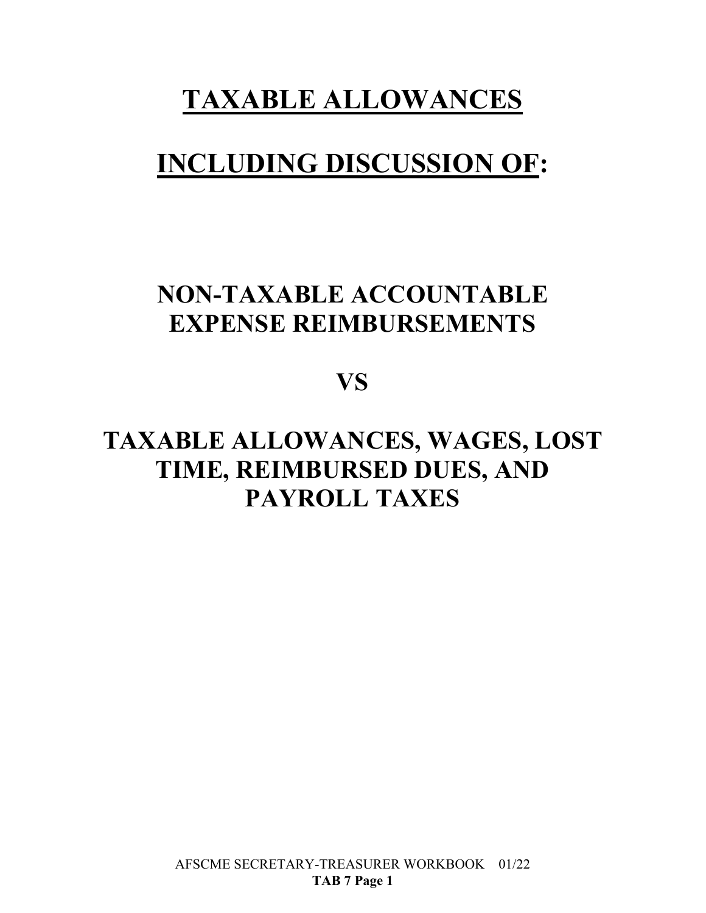# TAXABLE ALLOWANCES

# INCLUDING DISCUSSION OF:

## NON-TAXABLE ACCOUNTABLE EXPENSE REIMBURSEMENTS

## VS

## TAXABLE ALLOWANCES, WAGES, LOST TIME, REIMBURSED DUES, AND PAYROLL TAXES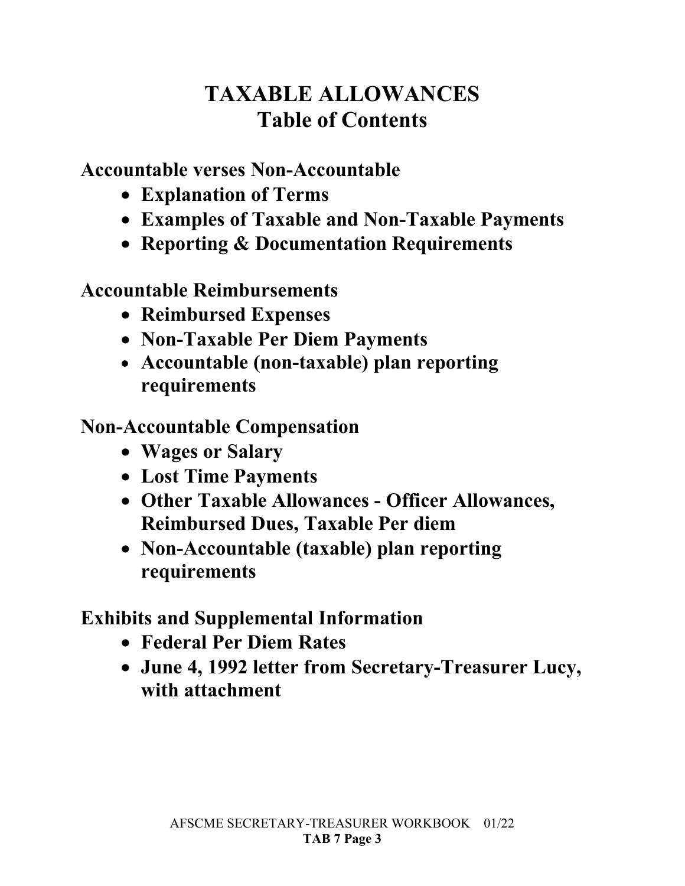# TAXABLE ALLOWANCES
# Table of Contents

**Accountable verses Non-Accountable**

- **Explanation of Terms**
- **Examples of Taxable and Non-Taxable Payments**
- **Reporting & Documentation Requirements**

**Accountable Reimbursements**

- **Reimbursed Expenses**
- **Non-Taxable Per Diem Payments**
- **Accountable (non-taxable) plan reporting requirements**

**Non-Accountable Compensation**

- **Wages or Salary**
- **Lost Time Payments**
- **Other Taxable Allowances - Officer Allowances, Reimbursed Dues, Taxable Per diem**
- **Non-Accountable (taxable) plan reporting requirements**

**Exhibits and Supplemental Information**

- **Federal Per Diem Rates**
- **June 4, 1992 letter from Secretary-Treasurer Lucy, with attachment**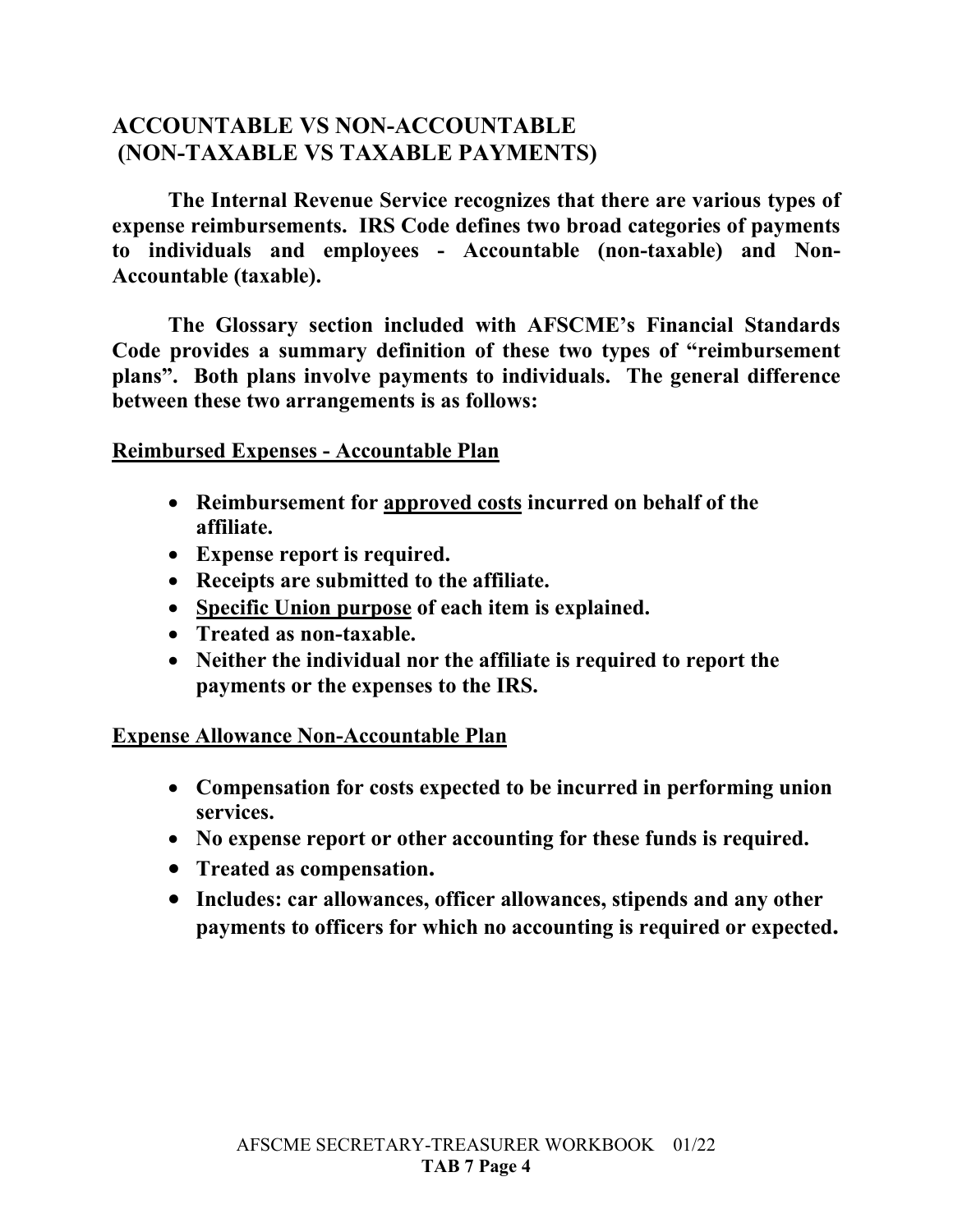## ACCOUNTABLE VS NON-ACCOUNTABLE (NON-TAXABLE VS TAXABLE PAYMENTS)

**The Internal Revenue Service recognizes that there are various types of expense reimbursements. IRS Code defines two broad categories of payments to individuals and employees - Accountable (non-taxable) and Non-Accountable (taxable).**

**The Glossary section included with AFSCME's Financial Standards Code provides a summary definition of these two types of "reimbursement plans". Both plans involve payments to individuals. The general difference between these two arrangements is as follows:**

**<u>Reimbursed Expenses - Accountable Plan</u>**

- **Reimbursement for <u>approved costs</u> incurred on behalf of the affiliate.**
- **Expense report is required.**
- **Receipts are submitted to the affiliate.**
- **<u>Specific Union purpose</u> of each item is explained.**
- **Treated as non-taxable.**
- **Neither the individual nor the affiliate is required to report the payments or the expenses to the IRS.**

**<u>Expense Allowance Non-Accountable Plan</u>**

- **Compensation for costs expected to be incurred in performing union services.**
- **No expense report or other accounting for these funds is required.**
- **Treated as compensation.**
- **Includes: car allowances, officer allowances, stipends and any other payments to officers for which no accounting is required or expected.**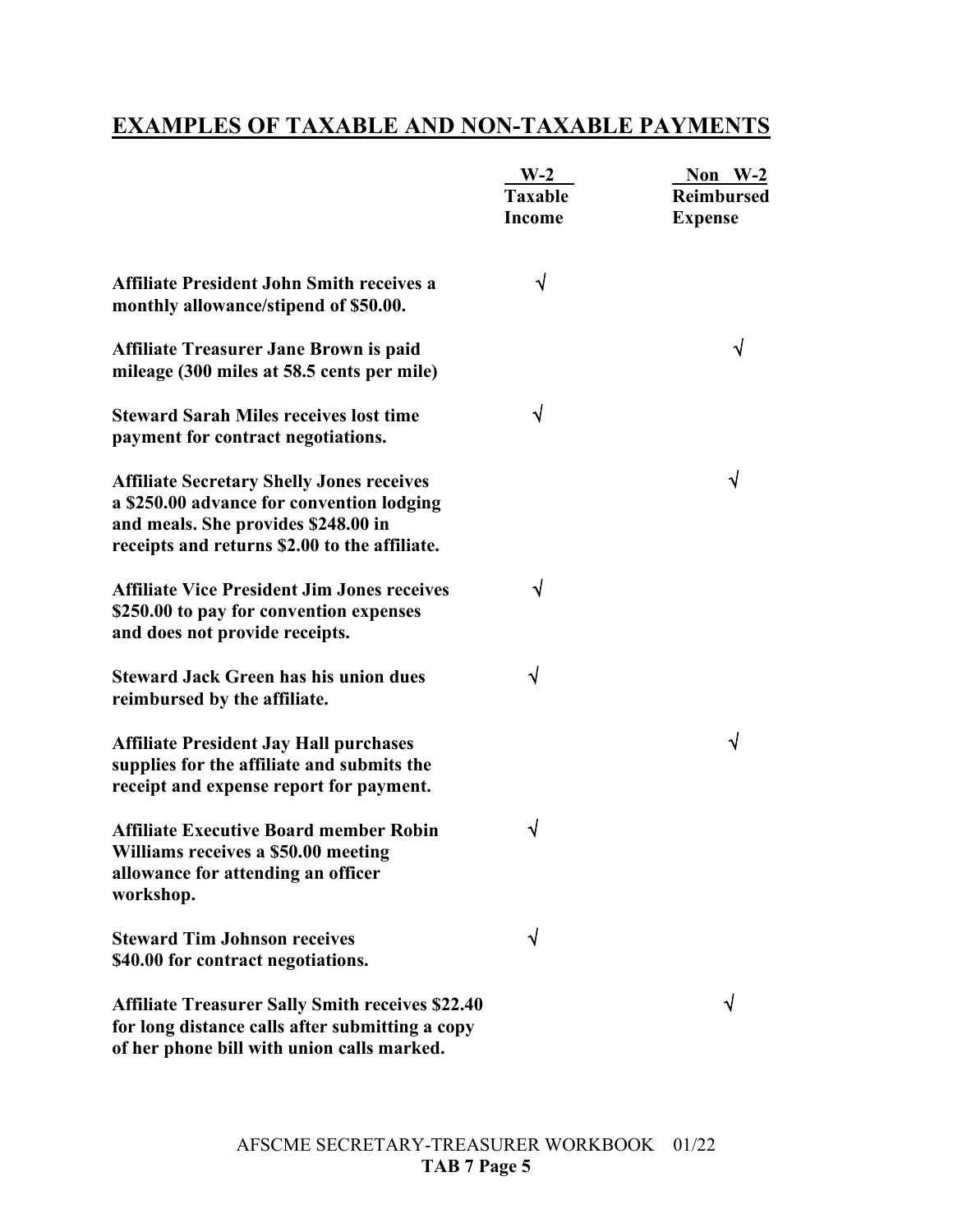# EXAMPLES OF TAXABLE AND NON-TAXABLE PAYMENTS

| | W-2 Taxable Income | Non W-2 Reimbursed Expense |
|---|---|---|
| **Affiliate President John Smith receives a monthly allowance/stipend of $50.00.** | √ | |
| **Affiliate Treasurer Jane Brown is paid mileage (300 miles at 58.5 cents per mile)** | | √ |
| **Steward Sarah Miles receives lost time payment for contract negotiations.** | √ | |
| **Affiliate Secretary Shelly Jones receives a $250.00 advance for convention lodging and meals. She provides $248.00 in receipts and returns $2.00 to the affiliate.** | | √ |
| **Affiliate Vice President Jim Jones receives $250.00 to pay for convention expenses and does not provide receipts.** | √ | |
| **Steward Jack Green has his union dues reimbursed by the affiliate.** | √ | |
| **Affiliate President Jay Hall purchases supplies for the affiliate and submits the receipt and expense report for payment.** | | √ |
| **Affiliate Executive Board member Robin Williams receives a $50.00 meeting allowance for attending an officer workshop.** | √ | |
| **Steward Tim Johnson receives $40.00 for contract negotiations.** | √ | |
| **Affiliate Treasurer Sally Smith receives $22.40 for long distance calls after submitting a copy of her phone bill with union calls marked.** | | √ |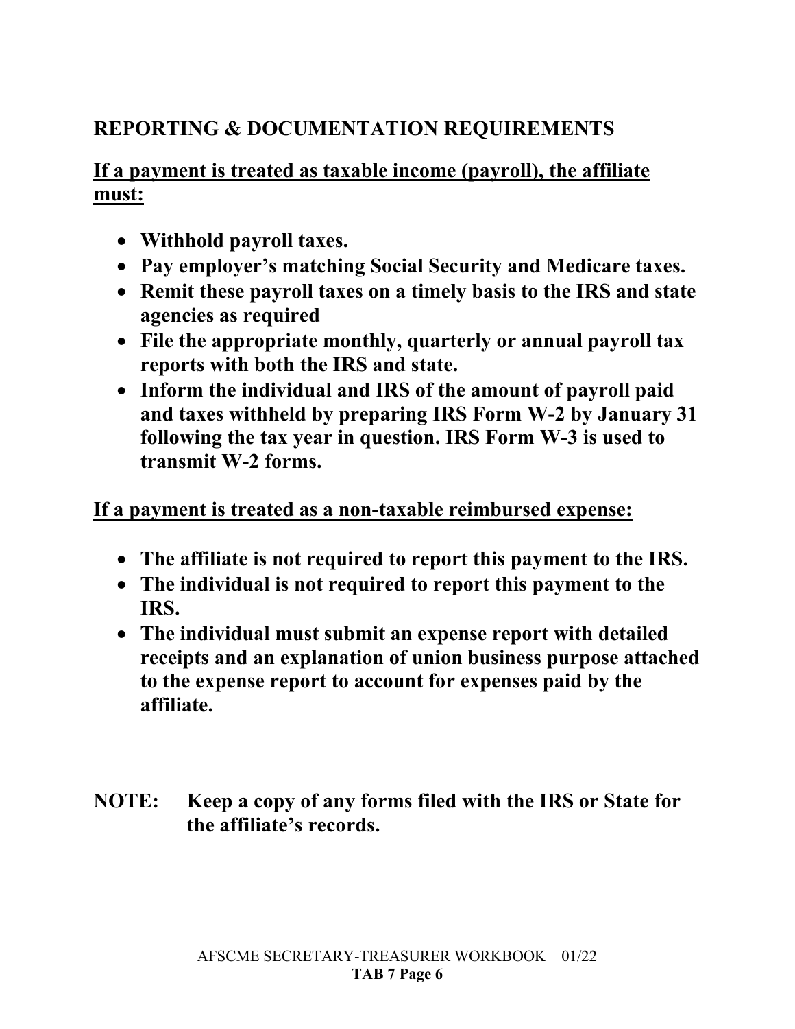## REPORTING & DOCUMENTATION REQUIREMENTS

**If a payment is treated as taxable income (payroll), the affiliate must:**

- **Withhold payroll taxes.**
- **Pay employer's matching Social Security and Medicare taxes.**
- **Remit these payroll taxes on a timely basis to the IRS and state agencies as required**
- **File the appropriate monthly, quarterly or annual payroll tax reports with both the IRS and state.**
- **Inform the individual and IRS of the amount of payroll paid and taxes withheld by preparing IRS Form W-2 by January 31 following the tax year in question. IRS Form W-3 is used to transmit W-2 forms.**

**If a payment is treated as a non-taxable reimbursed expense:**

- **The affiliate is not required to report this payment to the IRS.**
- **The individual is not required to report this payment to the IRS.**
- **The individual must submit an expense report with detailed receipts and an explanation of union business purpose attached to the expense report to account for expenses paid by the affiliate.**

**NOTE: Keep a copy of any forms filed with the IRS or State for the affiliate's records.**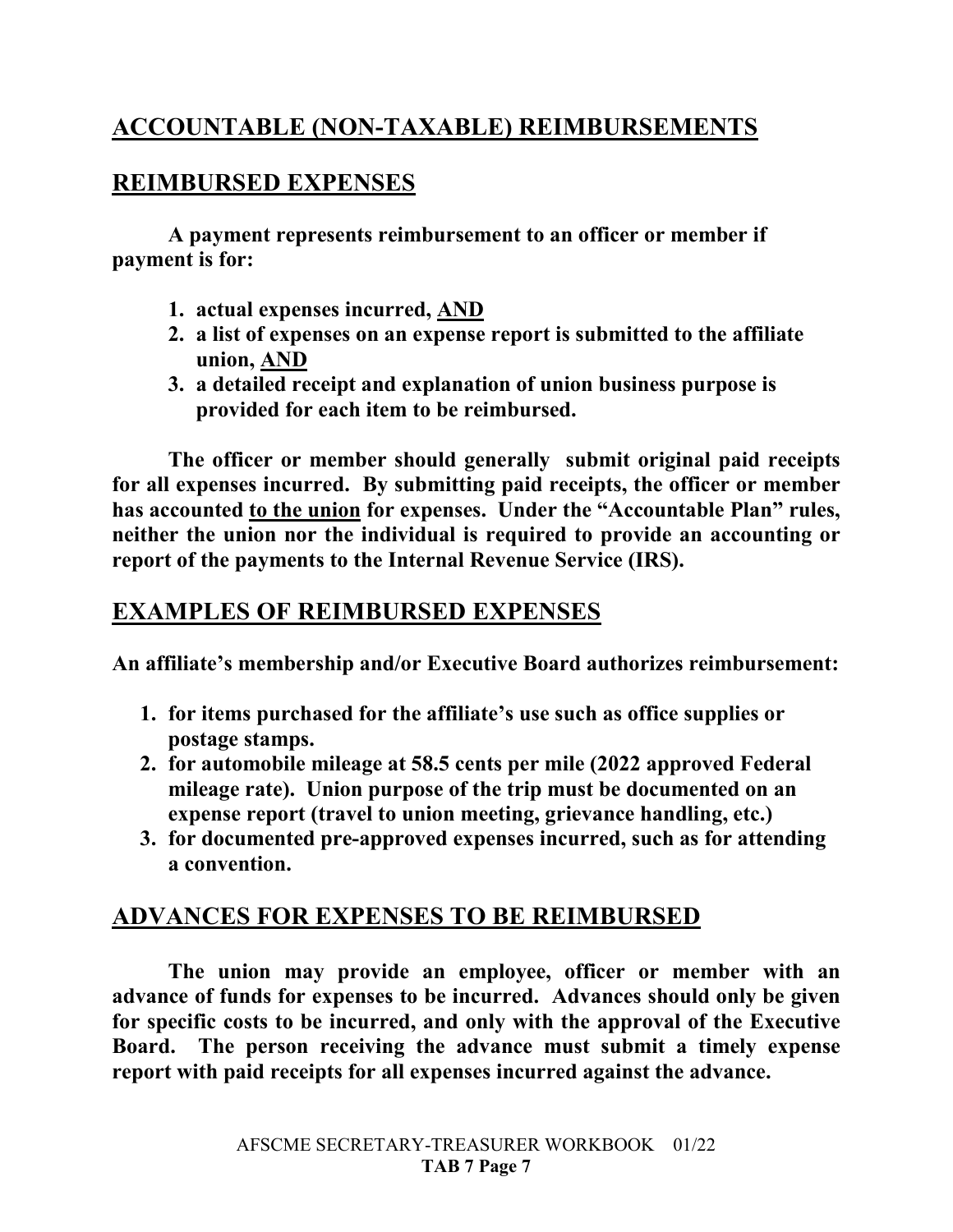## ACCOUNTABLE (NON-TAXABLE) REIMBURSEMENTS

## REIMBURSED EXPENSES

**A payment represents reimbursement to an officer or member if payment is for:**

1. **actual expenses incurred, AND**
2. **a list of expenses on an expense report is submitted to the affiliate union, AND**
3. **a detailed receipt and explanation of union business purpose is provided for each item to be reimbursed.**

**The officer or member should generally submit original paid receipts for all expenses incurred. By submitting paid receipts, the officer or member has accounted to the union for expenses. Under the "Accountable Plan" rules, neither the union nor the individual is required to provide an accounting or report of the payments to the Internal Revenue Service (IRS).**

## EXAMPLES OF REIMBURSED EXPENSES

**An affiliate's membership and/or Executive Board authorizes reimbursement:**

1. **for items purchased for the affiliate's use such as office supplies or postage stamps.**
2. **for automobile mileage at 58.5 cents per mile (2022 approved Federal mileage rate). Union purpose of the trip must be documented on an expense report (travel to union meeting, grievance handling, etc.)**
3. **for documented pre-approved expenses incurred, such as for attending a convention.**

## ADVANCES FOR EXPENSES TO BE REIMBURSED

**The union may provide an employee, officer or member with an advance of funds for expenses to be incurred. Advances should only be given for specific costs to be incurred, and only with the approval of the Executive Board. The person receiving the advance must submit a timely expense report with paid receipts for all expenses incurred against the advance.**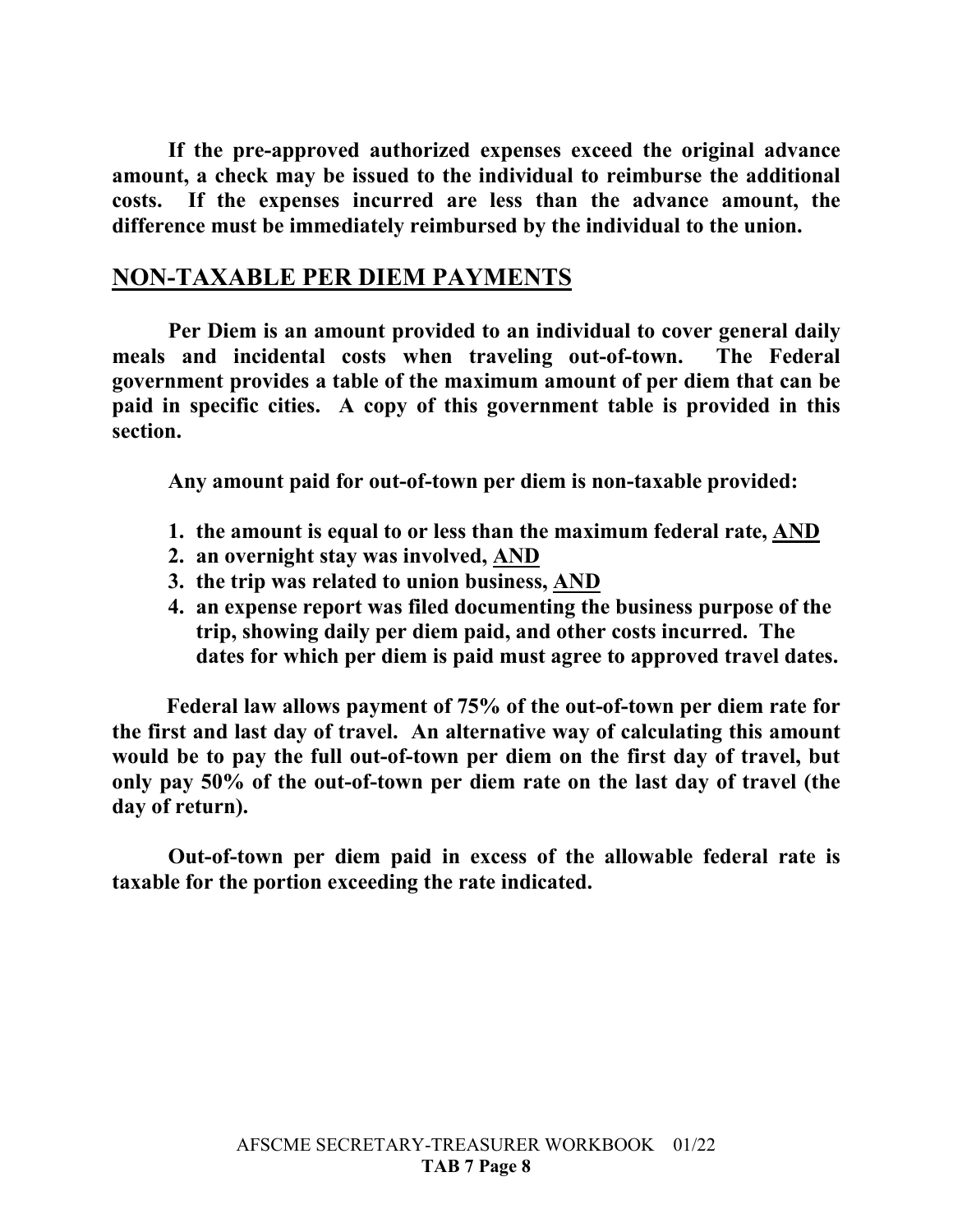**If the pre-approved authorized expenses exceed the original advance amount, a check may be issued to the individual to reimburse the additional costs. If the expenses incurred are less than the advance amount, the difference must be immediately reimbursed by the individual to the union.**

## NON-TAXABLE PER DIEM PAYMENTS

**Per Diem is an amount provided to an individual to cover general daily meals and incidental costs when traveling out-of-town. The Federal government provides a table of the maximum amount of per diem that can be paid in specific cities. A copy of this government table is provided in this section.**

**Any amount paid for out-of-town per diem is non-taxable provided:**

1. **the amount is equal to or less than the maximum federal rate, <u>AND</u>**
2. **an overnight stay was involved, <u>AND</u>**
3. **the trip was related to union business, <u>AND</u>**
4. **an expense report was filed documenting the business purpose of the trip, showing daily per diem paid, and other costs incurred. The dates for which per diem is paid must agree to approved travel dates.**

**Federal law allows payment of 75% of the out-of-town per diem rate for the first and last day of travel. An alternative way of calculating this amount would be to pay the full out-of-town per diem on the first day of travel, but only pay 50% of the out-of-town per diem rate on the last day of travel (the day of return).**

**Out-of-town per diem paid in excess of the allowable federal rate is taxable for the portion exceeding the rate indicated.**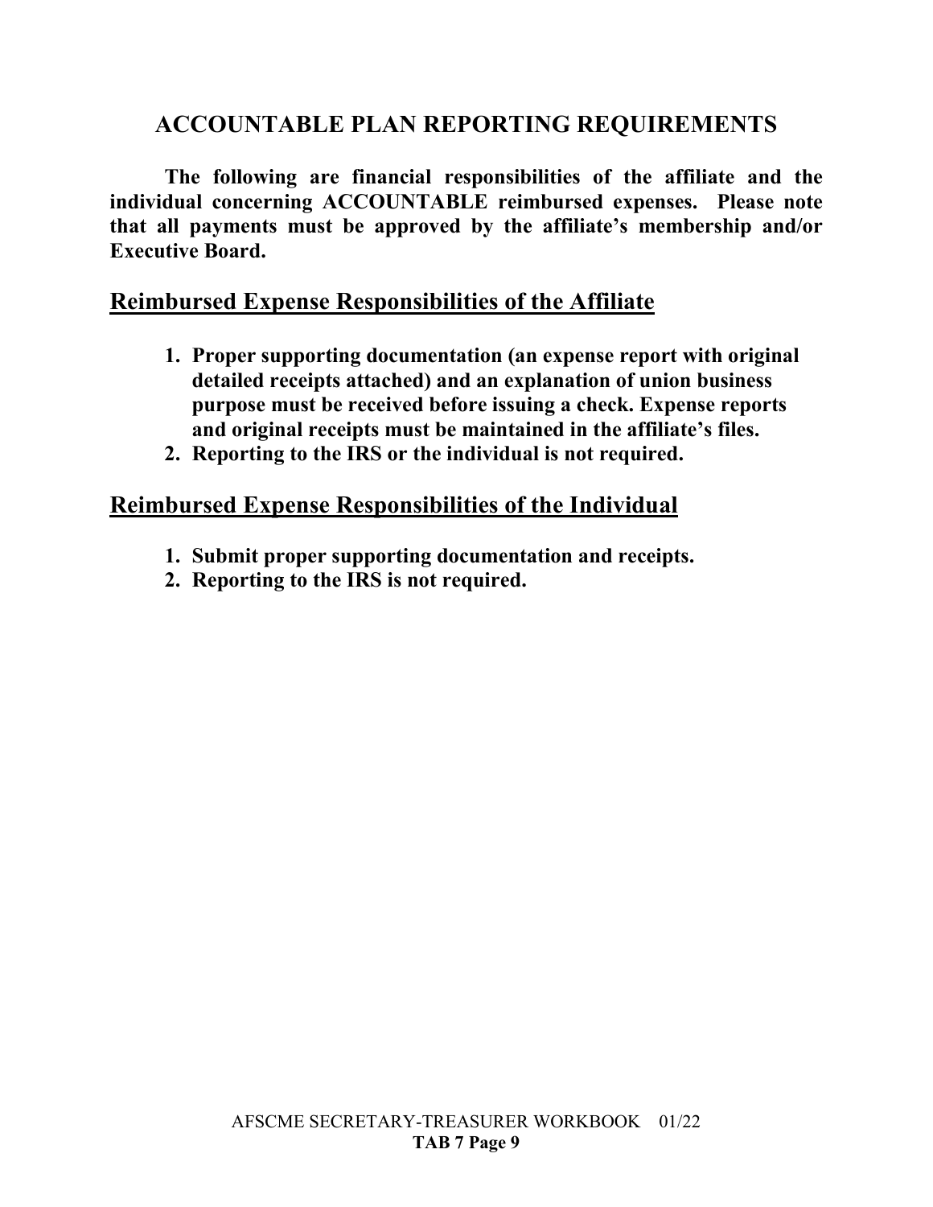# ACCOUNTABLE PLAN REPORTING REQUIREMENTS

**The following are financial responsibilities of the affiliate and the individual concerning ACCOUNTABLE reimbursed expenses. Please note that all payments must be approved by the affiliate's membership and/or Executive Board.**

## Reimbursed Expense Responsibilities of the Affiliate

1. **Proper supporting documentation (an expense report with original detailed receipts attached) and an explanation of union business purpose must be received before issuing a check. Expense reports and original receipts must be maintained in the affiliate's files.**
2. **Reporting to the IRS or the individual is not required.**

## Reimbursed Expense Responsibilities of the Individual

1. **Submit proper supporting documentation and receipts.**
2. **Reporting to the IRS is not required.**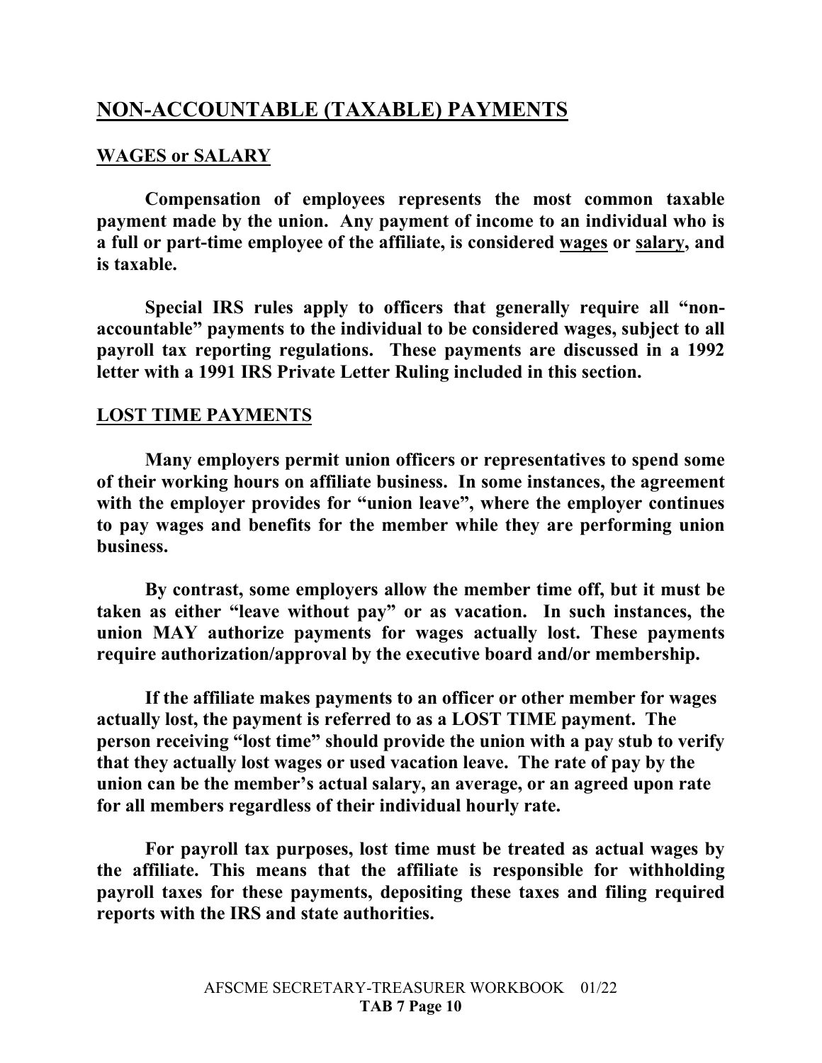## NON-ACCOUNTABLE (TAXABLE) PAYMENTS

### WAGES or SALARY

**Compensation of employees represents the most common taxable payment made by the union. Any payment of income to an individual who is a full or part-time employee of the affiliate, is considered wages or salary, and is taxable.**

**Special IRS rules apply to officers that generally require all "non-accountable" payments to the individual to be considered wages, subject to all payroll tax reporting regulations. These payments are discussed in a 1992 letter with a 1991 IRS Private Letter Ruling included in this section.**

### LOST TIME PAYMENTS

**Many employers permit union officers or representatives to spend some of their working hours on affiliate business. In some instances, the agreement with the employer provides for "union leave", where the employer continues to pay wages and benefits for the member while they are performing union business.**

**By contrast, some employers allow the member time off, but it must be taken as either "leave without pay" or as vacation. In such instances, the union MAY authorize payments for wages actually lost. These payments require authorization/approval by the executive board and/or membership.**

**If the affiliate makes payments to an officer or other member for wages actually lost, the payment is referred to as a LOST TIME payment. The person receiving "lost time" should provide the union with a pay stub to verify that they actually lost wages or used vacation leave. The rate of pay by the union can be the member's actual salary, an average, or an agreed upon rate for all members regardless of their individual hourly rate.**

**For payroll tax purposes, lost time must be treated as actual wages by the affiliate. This means that the affiliate is responsible for withholding payroll taxes for these payments, depositing these taxes and filing required reports with the IRS and state authorities.**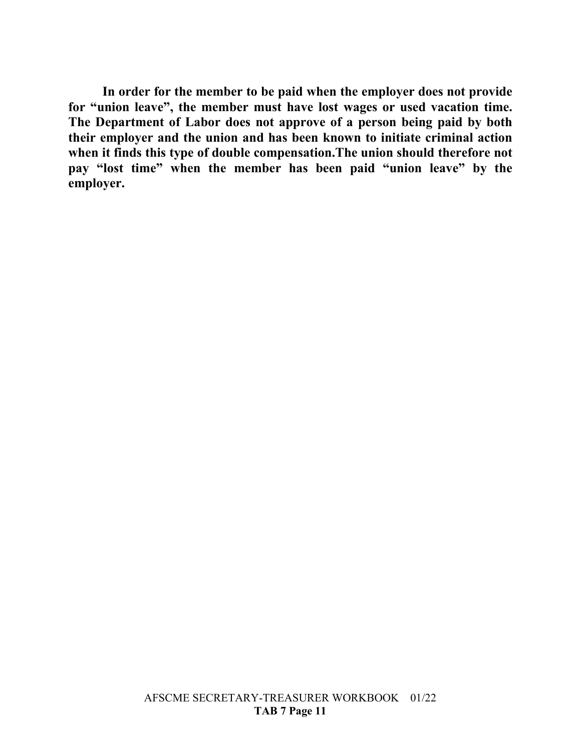**In order for the member to be paid when the employer does not provide for "union leave", the member must have lost wages or used vacation time. The Department of Labor does not approve of a person being paid by both their employer and the union and has been known to initiate criminal action when it finds this type of double compensation.The union should therefore not pay "lost time" when the member has been paid "union leave" by the employer.**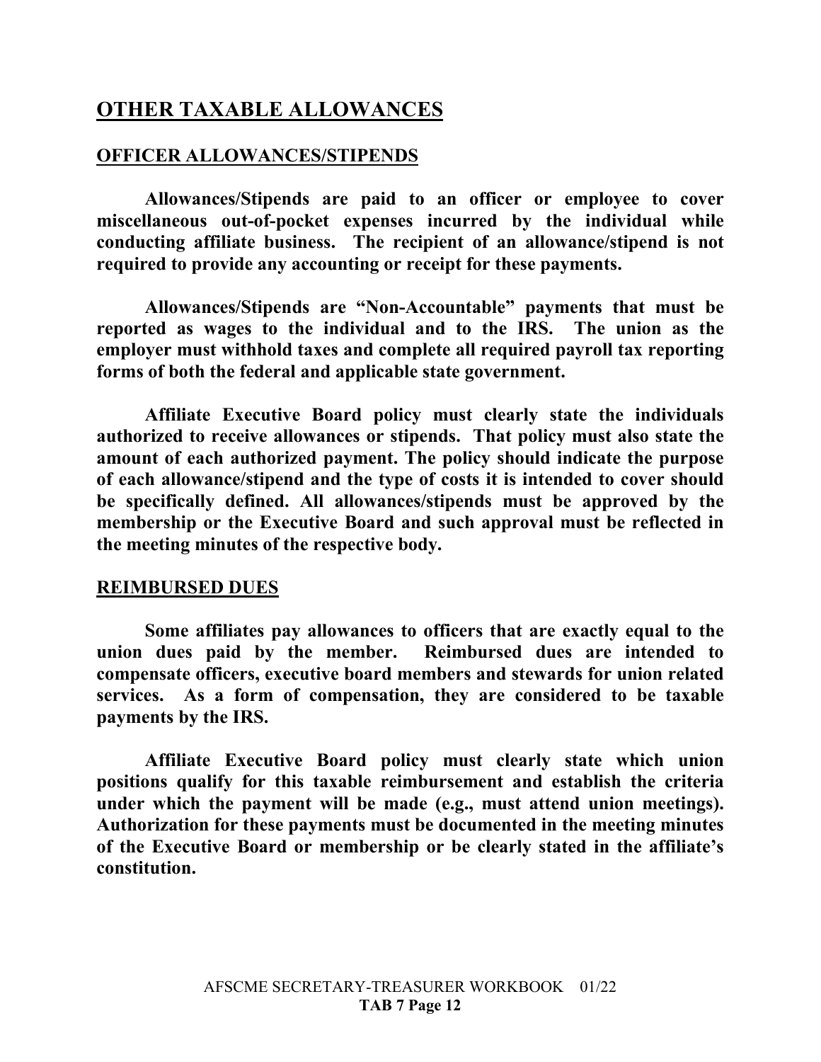# OTHER TAXABLE ALLOWANCES

## OFFICER ALLOWANCES/STIPENDS

**Allowances/Stipends are paid to an officer or employee to cover miscellaneous out-of-pocket expenses incurred by the individual while conducting affiliate business. The recipient of an allowance/stipend is not required to provide any accounting or receipt for these payments.**

**Allowances/Stipends are "Non-Accountable" payments that must be reported as wages to the individual and to the IRS. The union as the employer must withhold taxes and complete all required payroll tax reporting forms of both the federal and applicable state government.**

**Affiliate Executive Board policy must clearly state the individuals authorized to receive allowances or stipends. That policy must also state the amount of each authorized payment. The policy should indicate the purpose of each allowance/stipend and the type of costs it is intended to cover should be specifically defined. All allowances/stipends must be approved by the membership or the Executive Board and such approval must be reflected in the meeting minutes of the respective body.**

## REIMBURSED DUES

**Some affiliates pay allowances to officers that are exactly equal to the union dues paid by the member. Reimbursed dues are intended to compensate officers, executive board members and stewards for union related services. As a form of compensation, they are considered to be taxable payments by the IRS.**

**Affiliate Executive Board policy must clearly state which union positions qualify for this taxable reimbursement and establish the criteria under which the payment will be made (e.g., must attend union meetings). Authorization for these payments must be documented in the meeting minutes of the Executive Board or membership or be clearly stated in the affiliate's constitution.**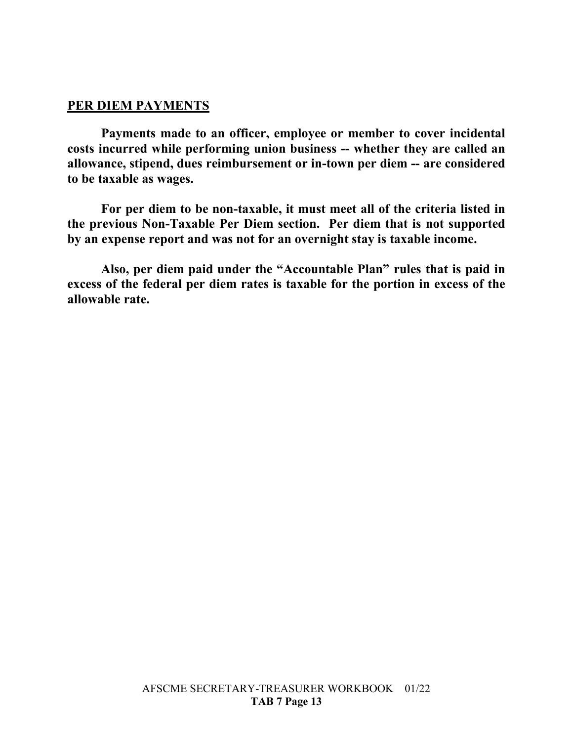## PER DIEM PAYMENTS

**Payments made to an officer, employee or member to cover incidental costs incurred while performing union business -- whether they are called an allowance, stipend, dues reimbursement or in-town per diem -- are considered to be taxable as wages.**

**For per diem to be non-taxable, it must meet all of the criteria listed in the previous Non-Taxable Per Diem section. Per diem that is not supported by an expense report and was not for an overnight stay is taxable income.**

**Also, per diem paid under the "Accountable Plan" rules that is paid in excess of the federal per diem rates is taxable for the portion in excess of the allowable rate.**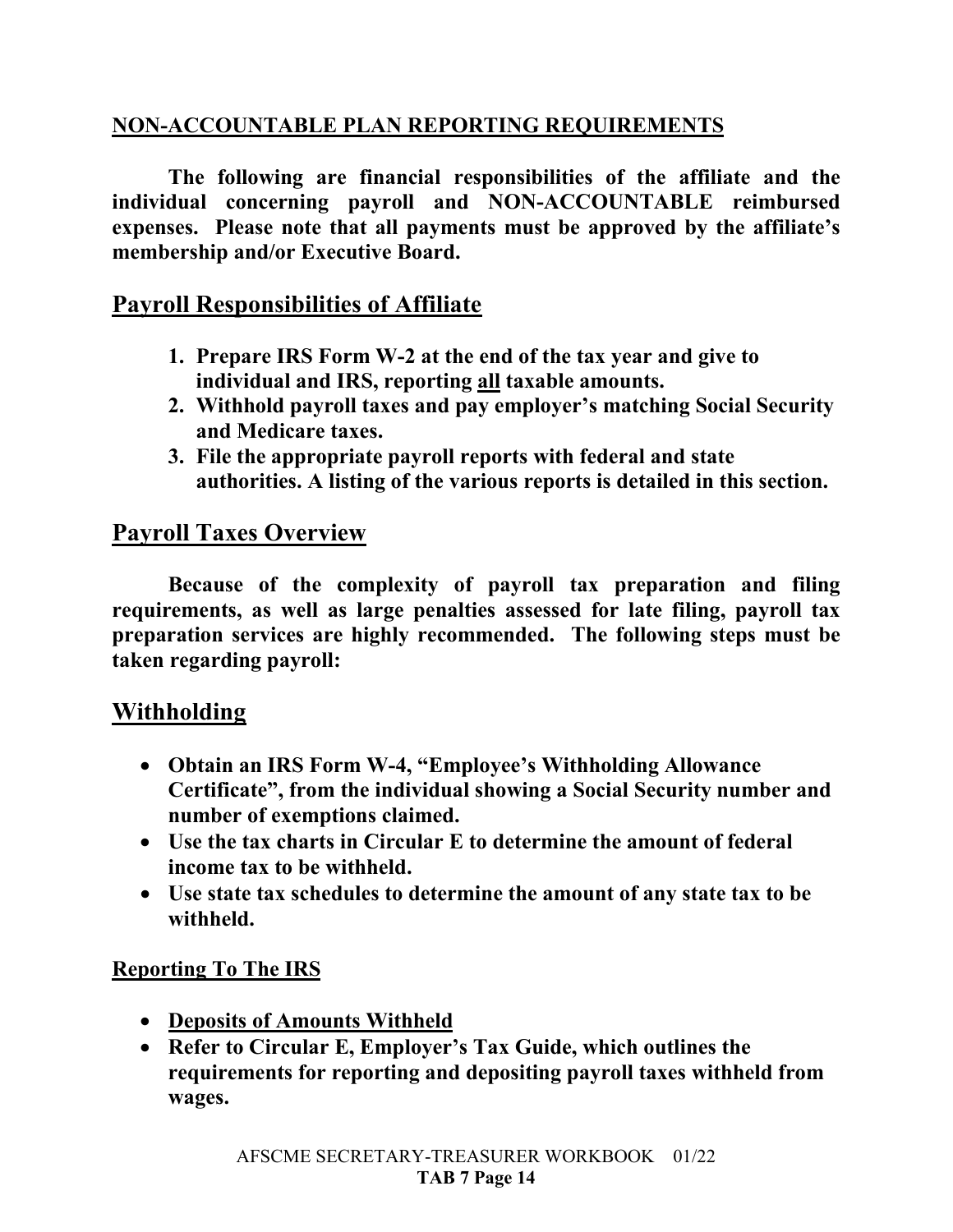## NON-ACCOUNTABLE PLAN REPORTING REQUIREMENTS

**The following are financial responsibilities of the affiliate and the individual concerning payroll and NON-ACCOUNTABLE reimbursed expenses. Please note that all payments must be approved by the affiliate's membership and/or Executive Board.**

## Payroll Responsibilities of Affiliate

1. **Prepare IRS Form W-2 at the end of the tax year and give to individual and IRS, reporting all taxable amounts.**
2. **Withhold payroll taxes and pay employer's matching Social Security and Medicare taxes.**
3. **File the appropriate payroll reports with federal and state authorities. A listing of the various reports is detailed in this section.**

## Payroll Taxes Overview

**Because of the complexity of payroll tax preparation and filing requirements, as well as large penalties assessed for late filing, payroll tax preparation services are highly recommended. The following steps must be taken regarding payroll:**

## Withholding

- **Obtain an IRS Form W-4, "Employee's Withholding Allowance Certificate", from the individual showing a Social Security number and number of exemptions claimed.**
- **Use the tax charts in Circular E to determine the amount of federal income tax to be withheld.**
- **Use state tax schedules to determine the amount of any state tax to be withheld.**

### Reporting To The IRS

- **Deposits of Amounts Withheld**
- **Refer to Circular E, Employer's Tax Guide, which outlines the requirements for reporting and depositing payroll taxes withheld from wages.**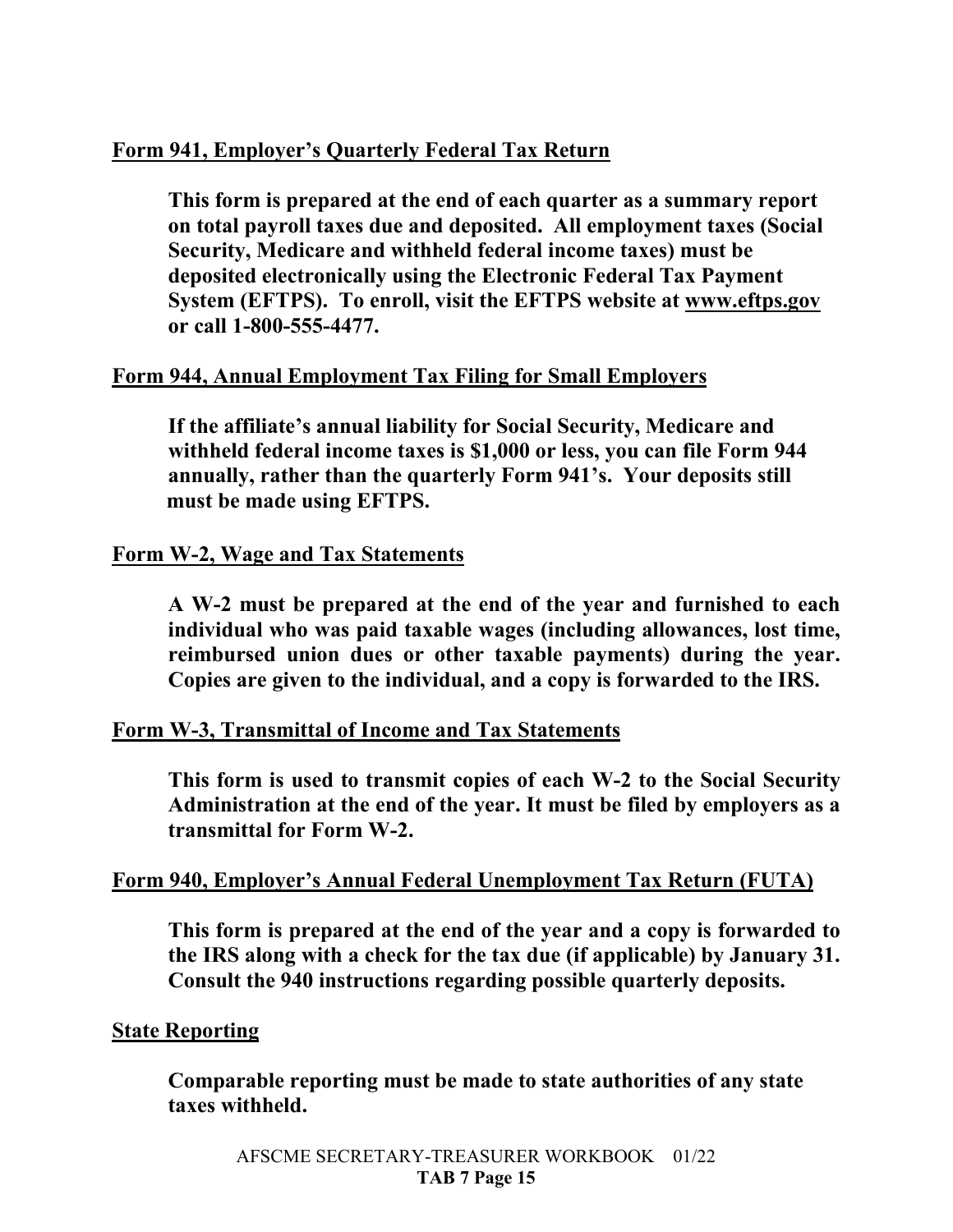## Form 941, Employer's Quarterly Federal Tax Return

**This form is prepared at the end of each quarter as a summary report on total payroll taxes due and deposited. All employment taxes (Social Security, Medicare and withheld federal income taxes) must be deposited electronically using the Electronic Federal Tax Payment System (EFTPS). To enroll, visit the EFTPS website at www.eftps.gov or call 1-800-555-4477.**

## Form 944, Annual Employment Tax Filing for Small Employers

**If the affiliate's annual liability for Social Security, Medicare and withheld federal income taxes is $1,000 or less, you can file Form 944 annually, rather than the quarterly Form 941's. Your deposits still must be made using EFTPS.**

## Form W-2, Wage and Tax Statements

**A W-2 must be prepared at the end of the year and furnished to each individual who was paid taxable wages (including allowances, lost time, reimbursed union dues or other taxable payments) during the year. Copies are given to the individual, and a copy is forwarded to the IRS.**

## Form W-3, Transmittal of Income and Tax Statements

**This form is used to transmit copies of each W-2 to the Social Security Administration at the end of the year. It must be filed by employers as a transmittal for Form W-2.**

## Form 940, Employer's Annual Federal Unemployment Tax Return (FUTA)

**This form is prepared at the end of the year and a copy is forwarded to the IRS along with a check for the tax due (if applicable) by January 31. Consult the 940 instructions regarding possible quarterly deposits.**

## State Reporting

**Comparable reporting must be made to state authorities of any state taxes withheld.**